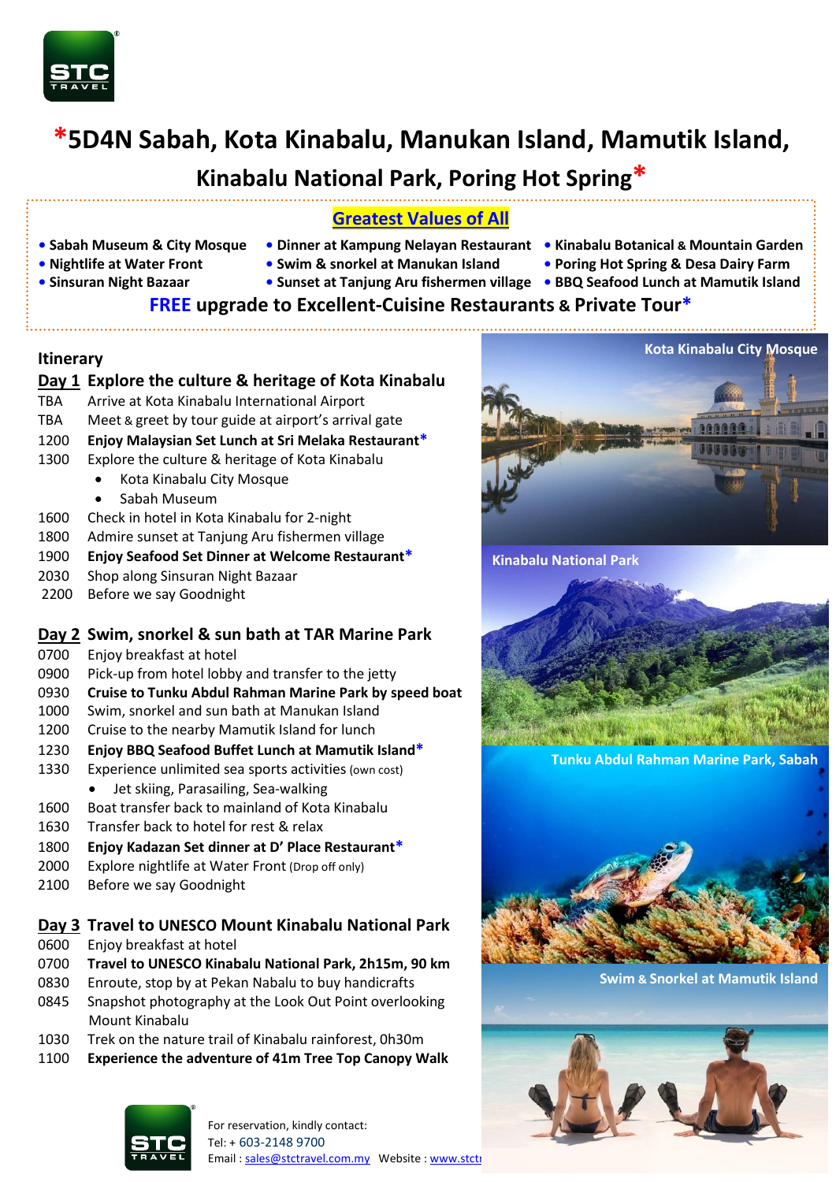# *5D4N Sabah, Kota Kinabalu, Manukan Island, Mamutik Island, Kinabalu National Park, Poring Hot Spring*

## Greatest Values of All

- Sabah Museum & City Mosque
- Nightlife at Water Front
- Sinsuran Night Bazaar
- Dinner at Kampung Nelayan Restaurant
- Swim & snorkel at Manukan Island
- Sunset at Tanjung Aru fishermen village
- Kinabalu Botanical & Mountain Garden
- Poring Hot Spring & Desa Dairy Farm
- BBQ Seafood Lunch at Mamutik Island

**FREE upgrade to Excellent-Cuisine Restaurants & Private Tour***

## Itinerary

### Day 1 Explore the culture & heritage of Kota Kinabalu

TBA Arrive at Kota Kinabalu International Airport
TBA Meet & greet by tour guide at airport's arrival gate
1200 **Enjoy Malaysian Set Lunch at Sri Melaka Restaurant***
1300 Explore the culture & heritage of Kota Kinabalu
- Kota Kinabalu City Mosque
- Sabah Museum

1600 Check in hotel in Kota Kinabalu for 2-night
1800 Admire sunset at Tanjung Aru fishermen village
1900 **Enjoy Seafood Set Dinner at Welcome Restaurant***
2030 Shop along Sinsuran Night Bazaar
2200 Before we say Goodnight

### Day 2 Swim, snorkel & sun bath at TAR Marine Park

0700 Enjoy breakfast at hotel
0900 Pick-up from hotel lobby and transfer to the jetty
0930 **Cruise to Tunku Abdul Rahman Marine Park by speed boat**
1000 Swim, snorkel and sun bath at Manukan Island
1200 Cruise to the nearby Mamutik Island for lunch
1230 **Enjoy BBQ Seafood Buffet Lunch at Mamutik Island***
1330 Experience unlimited sea sports activities (own cost)
- Jet skiing, Parasailing, Sea-walking

1600 Boat transfer back to mainland of Kota Kinabalu
1630 Transfer back to hotel for rest & relax
1800 **Enjoy Kadazan Set dinner at D' Place Restaurant***
2000 Explore nightlife at Water Front (Drop off only)
2100 Before we say Goodnight

### Day 3 Travel to UNESCO Mount Kinabalu National Park

0600 Enjoy breakfast at hotel
0700 **Travel to UNESCO Kinabalu National Park, 2h15m, 90 km**
0830 Enroute, stop by at Pekan Nabalu to buy handicrafts
0845 Snapshot photography at the Look Out Point overlooking Mount Kinabalu
1030 Trek on the nature trail of Kinabalu rainforest, 0h30m
1100 **Experience the adventure of 41m Tree Top Canopy Walk**

Kota Kinabalu City Mosque

Kinabalu National Park

Tunku Abdul Rahman Marine Park, Sabah

Swim & Snorkel at Mamutik Island

For reservation, kindly contact:
Tel: + 603-2148 9700
Email : sales@stctravel.com.my Website : www.stct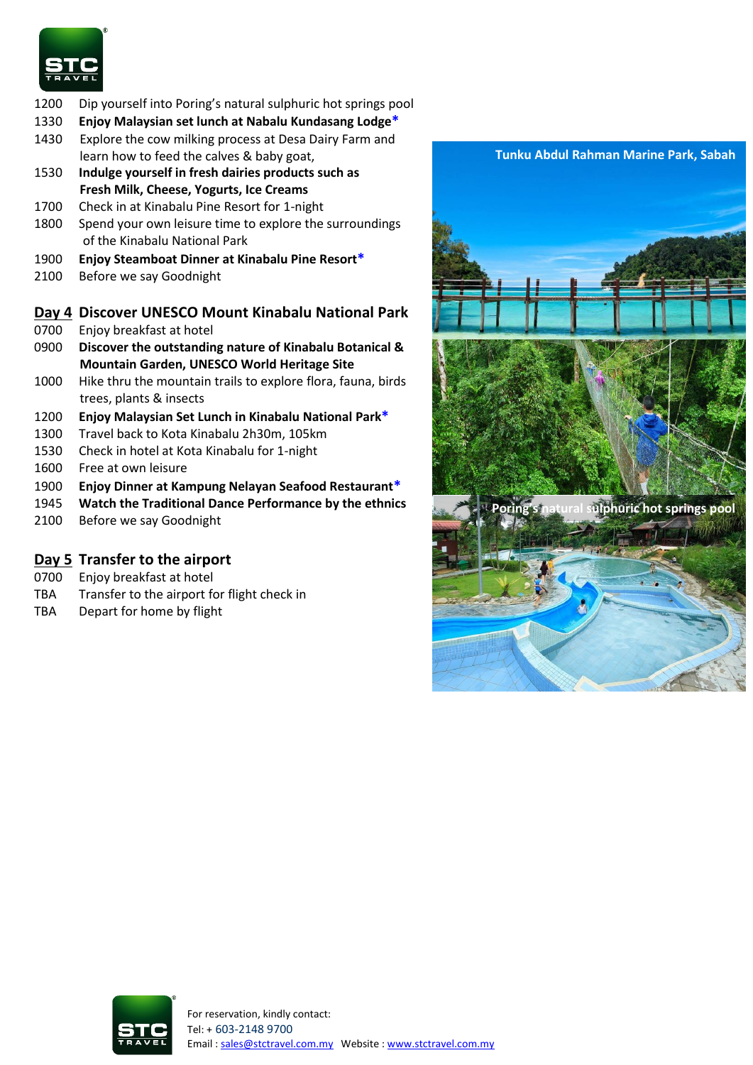1200 Dip yourself into Poring's natural sulphuric hot springs pool
**1330 Enjoy Malaysian set lunch at Nabalu Kundasang Lodge***
1430 Explore the cow milking process at Desa Dairy Farm and learn how to feed the calves & baby goat,
**1530 Indulge yourself in fresh dairies products such as Fresh Milk, Cheese, Yogurts, Ice Creams**
1700 Check in at Kinabalu Pine Resort for 1-night
1800 Spend your own leisure time to explore the surroundings of the Kinabalu National Park
**1900 Enjoy Steamboat Dinner at Kinabalu Pine Resort***
2100 Before we say Goodnight

## Day 4 Discover UNESCO Mount Kinabalu National Park

0700 Enjoy breakfast at hotel
**0900 Discover the outstanding nature of Kinabalu Botanical & Mountain Garden, UNESCO World Heritage Site**
1000 Hike thru the mountain trails to explore flora, fauna, birds trees, plants & insects
**1200 Enjoy Malaysian Set Lunch in Kinabalu National Park***
1300 Travel back to Kota Kinabalu 2h30m, 105km
1530 Check in hotel at Kota Kinabalu for 1-night
1600 Free at own leisure
**1900 Enjoy Dinner at Kampung Nelayan Seafood Restaurant***
**1945 Watch the Traditional Dance Performance by the ethnics**
2100 Before we say Goodnight

## Day 5 Transfer to the airport

0700 Enjoy breakfast at hotel
TBA Transfer to the airport for flight check in
TBA Depart for home by flight

Tunku Abdul Rahman Marine Park, Sabah

Poring's natural sulphuric hot springs pool

For reservation, kindly contact:
Tel: + 603-2148 9700
Email : sales@stctravel.com.my Website : www.stctravel.com.my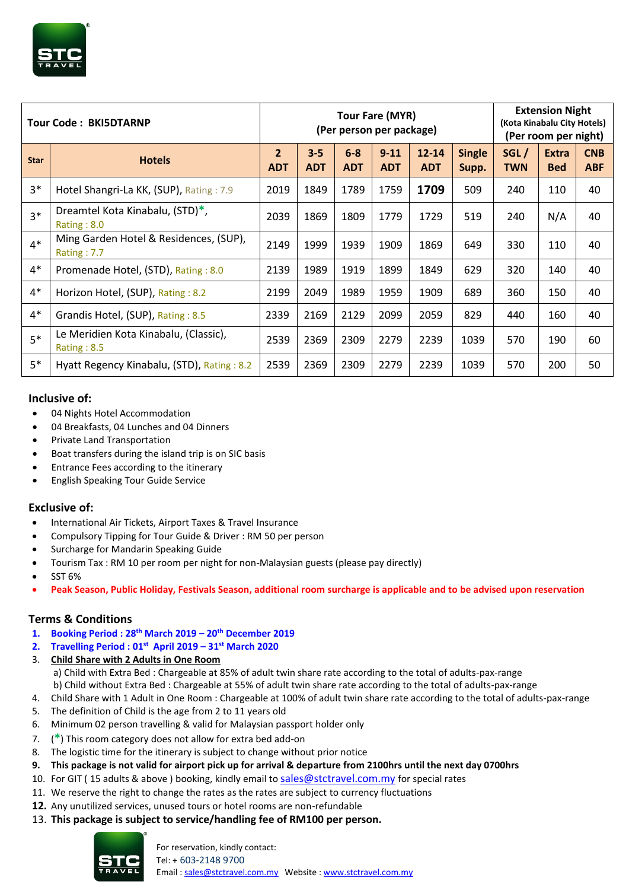| Tour Code : BKI5DTARNP | | Tour Fare (MYR) (Per person per package) | | | | | | Extension Night (Kota Kinabalu City Hotels) (Per room per night) | | |
|---|---|---|---|---|---|---|---|---|---|---|
| **Star** | **Hotels** | **2 ADT** | **3-5 ADT** | **6-8 ADT** | **9-11 ADT** | **12-14 ADT** | **Single Supp.** | **SGL / TWN** | **Extra Bed** | **CNB ABF** |
| 3* | Hotel Shangri-La KK, (SUP), Rating : 7.9 | 2019 | 1849 | 1789 | 1759 | **1709** | 509 | 240 | 110 | 40 |
| 3* | Dreamtel Kota Kinabalu, (STD)*, Rating : 8.0 | 2039 | 1869 | 1809 | 1779 | 1729 | 519 | 240 | N/A | 40 |
| 4* | Ming Garden Hotel & Residences, (SUP), Rating : 7.7 | 2149 | 1999 | 1939 | 1909 | 1869 | 649 | 330 | 110 | 40 |
| 4* | Promenade Hotel, (STD), Rating : 8.0 | 2139 | 1989 | 1919 | 1899 | 1849 | 629 | 320 | 140 | 40 |
| 4* | Horizon Hotel, (SUP), Rating : 8.2 | 2199 | 2049 | 1989 | 1959 | 1909 | 689 | 360 | 150 | 40 |
| 4* | Grandis Hotel, (SUP), Rating : 8.5 | 2339 | 2169 | 2129 | 2099 | 2059 | 829 | 440 | 160 | 40 |
| 5* | Le Meridien Kota Kinabalu, (Classic), Rating : 8.5 | 2539 | 2369 | 2309 | 2279 | 2239 | 1039 | 570 | 190 | 60 |
| 5* | Hyatt Regency Kinabalu, (STD), Rating : 8.2 | 2539 | 2369 | 2309 | 2279 | 2239 | 1039 | 570 | 200 | 50 |

## Inclusive of:

- 04 Nights Hotel Accommodation
- 04 Breakfasts, 04 Lunches and 04 Dinners
- Private Land Transportation
- Boat transfers during the island trip is on SIC basis
- Entrance Fees according to the itinerary
- English Speaking Tour Guide Service

## Exclusive of:

- International Air Tickets, Airport Taxes & Travel Insurance
- Compulsory Tipping for Tour Guide & Driver : RM 50 per person
- Surcharge for Mandarin Speaking Guide
- Tourism Tax : RM 10 per room per night for non-Malaysian guests (please pay directly)
- SST 6%
- **Peak Season, Public Holiday, Festivals Season, additional room surcharge is applicable and to be advised upon reservation**

## Terms & Conditions

1. **Booking Period : 28th March 2019 – 20th December 2019**
2. **Travelling Period : 01st April 2019 – 31st March 2020**
3. **Child Share with 2 Adults in One Room**
   a) Child with Extra Bed : Chargeable at 85% of adult twin share rate according to the total of adults-pax-range
   b) Child without Extra Bed : Chargeable at 55% of adult twin share rate according to the total of adults-pax-range
4. Child Share with 1 Adult in One Room : Chargeable at 100% of adult twin share rate according to the total of adults-pax-range
5. The definition of Child is the age from 2 to 11 years old
6. Minimum 02 person travelling & valid for Malaysian passport holder only
7. (*) This room category does not allow for extra bed add-on
8. The logistic time for the itinerary is subject to change without prior notice
9. **This package is not valid for airport pick up for arrival & departure from 2100hrs until the next day 0700hrs**
10. For GIT ( 15 adults & above ) booking, kindly email to sales@stctravel.com.my for special rates
11. We reserve the right to change the rates as the rates are subject to currency fluctuations
12. Any unutilized services, unused tours or hotel rooms are non-refundable
13. **This package is subject to service/handling fee of RM100 per person.**

For reservation, kindly contact:
Tel: + 603-2148 9700
Email : sales@stctravel.com.my Website : www.stctravel.com.my